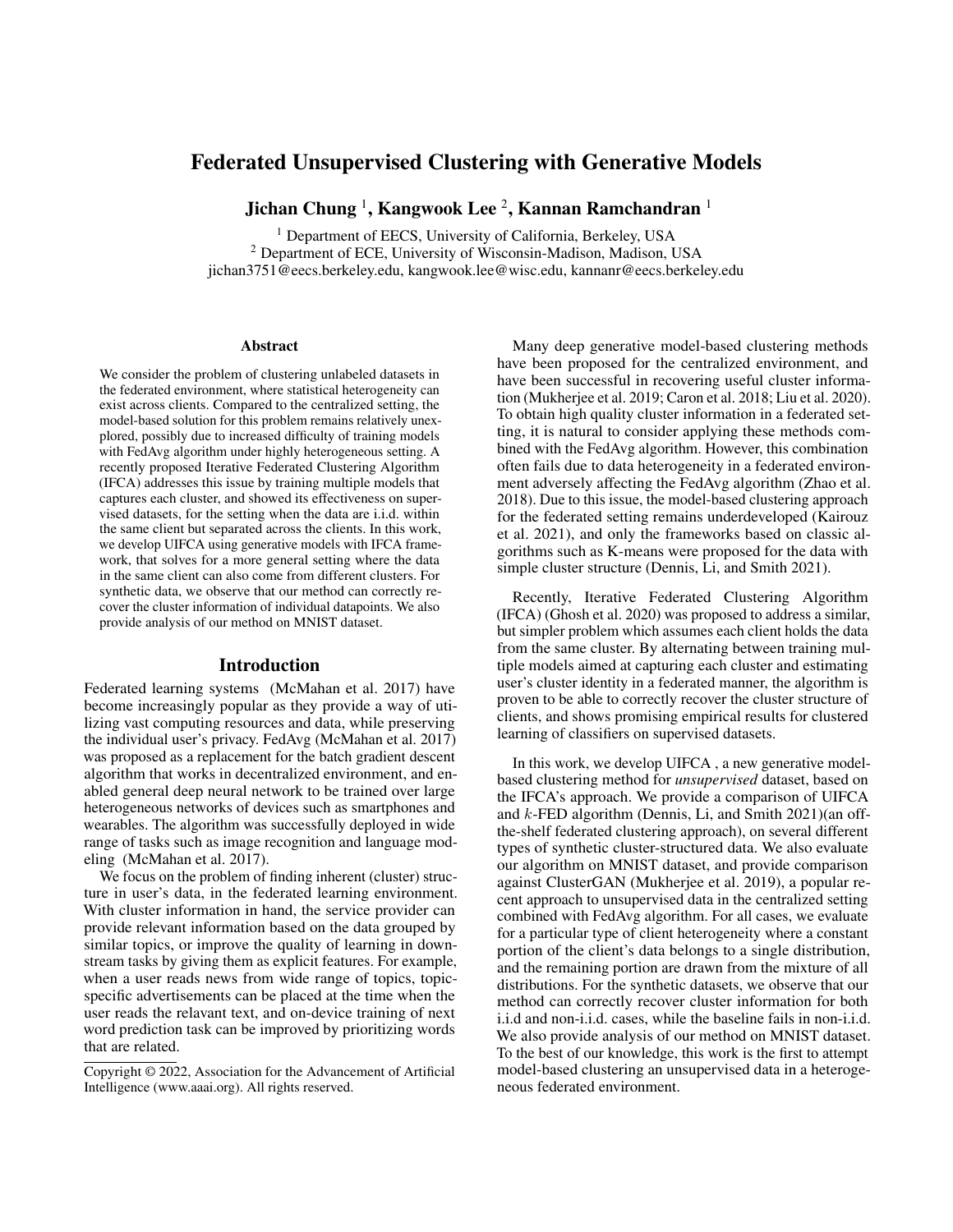# Federated Unsupervised Clustering with Generative Models

**Jichan Chung [1], Kangwook Lee [2], Kannan Ramchandran [1]**

[1] Department of EECS, University of California, Berkeley, USA
[2] Department of ECE, University of Wisconsin-Madison, Madison, USA
jichan3751@eecs.berkeley.edu, kangwook.lee@wisc.edu, kannanr@eecs.berkeley.edu

## Abstract

We consider the problem of clustering unlabeled datasets in the federated environment, where statistical heterogeneity can exist across clients. Compared to the centralized setting, the model-based solution for this problem remains relatively unexplored, possibly due to increased difficulty of training models with FedAvg algorithm under highly heterogeneous setting. A recently proposed Iterative Federated Clustering Algorithm (IFCA) addresses this issue by training multiple models that captures each cluster, and showed its effectiveness on supervised datasets, for the setting when the data are i.i.d. within the same client but separated across the clients. In this work, we develop UIFCA using generative models with IFCA framework, that solves for a more general setting where the data in the same client can also come from different clusters. For synthetic data, we observe that our method can correctly recover the cluster information of individual datapoints. We also provide analysis of our method on MNIST dataset.

## Introduction

Federated learning systems (McMahan et al. 2017) have become increasingly popular as they provide a way of utilizing vast computing resources and data, while preserving the individual user's privacy. FedAvg (McMahan et al. 2017) was proposed as a replacement for the batch gradient descent algorithm that works in decentralized environment, and enabled general deep neural network to be trained over large heterogeneous networks of devices such as smartphones and wearables. The algorithm was successfully deployed in wide range of tasks such as image recognition and language modeling (McMahan et al. 2017).

We focus on the problem of finding inherent (cluster) structure in user's data, in the federated learning environment. With cluster information in hand, the service provider can provide relevant information based on the data grouped by similar topics, or improve the quality of learning in downstream tasks by giving them as explicit features. For example, when a user reads news from wide range of topics, topic-specific advertisements can be placed at the time when the user reads the relavant text, and on-device training of next word prediction task can be improved by prioritizing words that are related.

Many deep generative model-based clustering methods have been proposed for the centralized environment, and have been successful in recovering useful cluster information (Mukherjee et al. 2019; Caron et al. 2018; Liu et al. 2020). To obtain high quality cluster information in a federated setting, it is natural to consider applying these methods combined with the FedAvg algorithm. However, this combination often fails due to data heterogeneity in a federated environment adversely affecting the FedAvg algorithm (Zhao et al. 2018). Due to this issue, the model-based clustering approach for the federated setting remains underdeveloped (Kairouz et al. 2021), and only the frameworks based on classic algorithms such as K-means were proposed for the data with simple cluster structure (Dennis, Li, and Smith 2021).

Recently, Iterative Federated Clustering Algorithm (IFCA) (Ghosh et al. 2020) was proposed to address a similar, but simpler problem which assumes each client holds the data from the same cluster. By alternating between training multiple models aimed at capturing each cluster and estimating user's cluster identity in a federated manner, the algorithm is proven to be able to correctly recover the cluster structure of clients, and shows promising empirical results for clustered learning of classifiers on supervised datasets.

In this work, we develop UIFCA , a new generative model-based clustering method for *unsupervised* dataset, based on the IFCA's approach. We provide a comparison of UIFCA and $k$-FED algorithm (Dennis, Li, and Smith 2021)(an off-the-shelf federated clustering approach), on several different types of synthetic cluster-structured data. We also evaluate our algorithm on MNIST dataset, and provide comparison against ClusterGAN (Mukherjee et al. 2019), a popular recent approach to unsupervised data in the centralized setting combined with FedAvg algorithm. For all cases, we evaluate for a particular type of client heterogeneity where a constant portion of the client's data belongs to a single distribution, and the remaining portion are drawn from the mixture of all distributions. For the synthetic datasets, we observe that our method can correctly recover cluster information for both i.i.d and non-i.i.d. cases, while the baseline fails in non-i.i.d. We also provide analysis of our method on MNIST dataset. To the best of our knowledge, this work is the first to attempt model-based clustering an unsupervised data in a heterogeneous federated environment.

Copyright © 2022, Association for the Advancement of Artificial Intelligence (www.aaai.org). All rights reserved.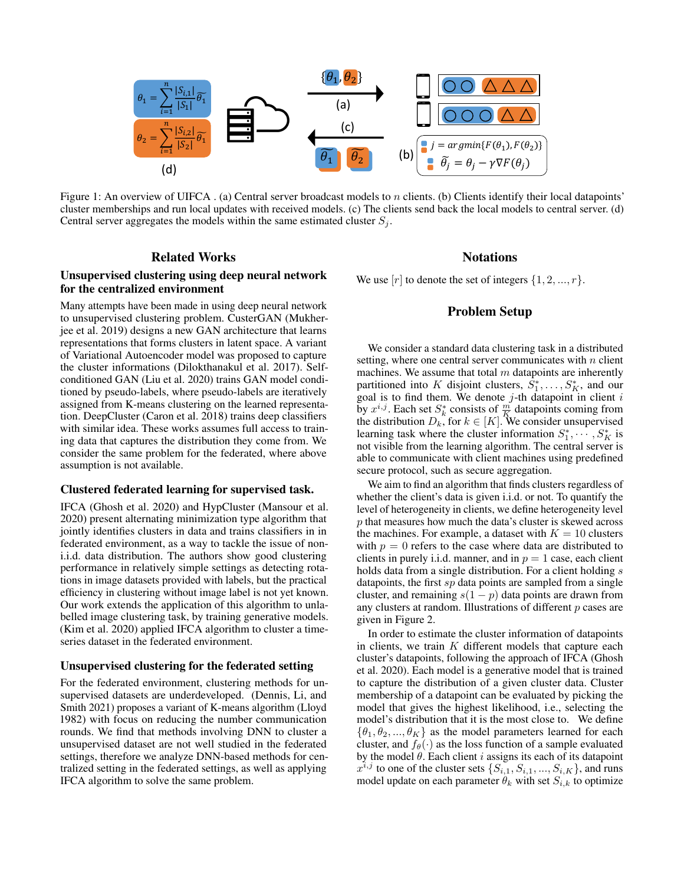Figure 1: An overview of UIFCA . (a) Central server broadcast models to $n$ clients. (b) Clients identify their local datapoints' cluster memberships and run local updates with received models. (c) The clients send back the local models to central server. (d) Central server aggregates the models within the same estimated cluster $S_j$.

## Related Works

### Unsupervised clustering using deep neural network for the centralized environment

Many attempts have been made in using deep neural network to unsupervised clustering problem. CusterGAN (Mukherjee et al. 2019) designs a new GAN architecture that learns representations that forms clusters in latent space. A variant of Variational Autoencoder model was proposed to capture the cluster informations (Dilokthanakul et al. 2017). Self-conditioned GAN (Liu et al. 2020) trains GAN model conditioned by pseudo-labels, where pseudo-labels are iteratively assigned from K-means clustering on the learned representation. DeepCluster (Caron et al. 2018) trains deep classifiers with similar idea. These works assumes full access to training data that captures the distribution they come from. We consider the same problem for the federated, where above assumption is not available.

### Clustered federated learning for supervised task.

IFCA (Ghosh et al. 2020) and HypCluster (Mansour et al. 2020) present alternating minimization type algorithm that jointly identifies clusters in data and trains classifiers in in federated environment, as a way to tackle the issue of non-i.i.d. data distribution. The authors show good clustering performance in relatively simple settings as detecting rotations in image datasets provided with labels, but the practical efficiency in clustering without image label is not yet known. Our work extends the application of this algorithm to unlabelled image clustering task, by training generative models. (Kim et al. 2020) applied IFCA algorithm to cluster a time-series dataset in the federated environment.

### Unsupervised clustering for the federated setting

For the federated environment, clustering methods for unsupervised datasets are underdeveloped. (Dennis, Li, and Smith 2021) proposes a variant of K-means algorithm (Lloyd 1982) with focus on reducing the number communication rounds. We find that methods involving DNN to cluster a unsupervised dataset are not well studied in the federated settings, therefore we analyze DNN-based methods for centralized setting in the federated settings, as well as applying IFCA algorithm to solve the same problem.

## Notations

We use $[r]$ to denote the set of integers $\{1, 2, ..., r\}$.

## Problem Setup

We consider a standard data clustering task in a distributed setting, where one central server communicates with $n$ client machines. We assume that total $m$ datapoints are inherently partitioned into $K$ disjoint clusters, $S_1^*, \dots, S_K^*$, and our goal is to find them. We denote $j$-th datapoint in client $i$ by $x^{i,j}$. Each set $S_k^*$ consists of $\frac{m}{K}$ datapoints coming from the distribution $D_k$, for $k \in [K]$. We consider unsupervised learning task where the cluster information $S_1^*, \cdots, S_K^*$ is not visible from the learning algorithm. The central server is able to communicate with client machines using predefined secure protocol, such as secure aggregation.

We aim to find an algorithm that finds clusters regardless of whether the client's data is given i.i.d. or not. To quantify the level of heterogeneity in clients, we define heterogeneity level $p$ that measures how much the data's cluster is skewed across the machines. For example, a dataset with $K = 10$ clusters with $p = 0$ refers to the case where data are distributed to clients in purely i.i.d. manner, and in $p = 1$ case, each client holds data from a single distribution. For a client holding $s$ datapoints, the first $sp$ data points are sampled from a single cluster, and remaining $s(1-p)$ data points are drawn from any clusters at random. Illustrations of different $p$ cases are given in Figure 2.

In order to estimate the cluster information of datapoints in clients, we train $K$ different models that capture each cluster's datapoints, following the approach of IFCA (Ghosh et al. 2020). Each model is a generative model that is trained to capture the distribution of a given cluster data. Cluster membership of a datapoint can be evaluated by picking the model that gives the highest likelihood, i.e., selecting the model's distribution that it is the most close to. We define $\{\theta_1, \theta_2, ..., \theta_K\}$ as the model parameters learned for each cluster, and $f_\theta(\cdot)$ as the loss function of a sample evaluated by the model $\theta$. Each client $i$ assigns its each of its datapoint $x^{i,j}$ to one of the cluster sets $\{S_{i,1}, S_{i,1}, ..., S_{i,K}\}$, and runs model update on each parameter $\theta_k$ with set $S_{i,k}$ to optimize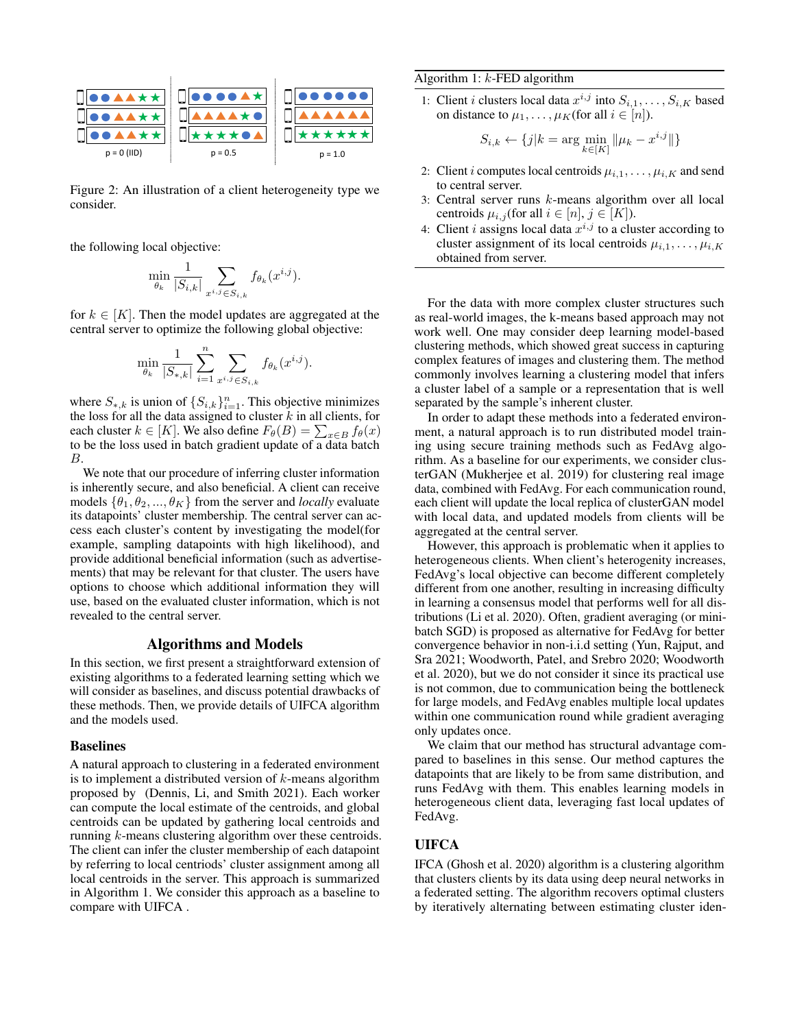Figure 2: An illustration of a client heterogeneity type we consider.

the following local objective:

$$\min_{\theta_k} \frac{1}{|S_{i,k}|} \sum_{x^{i,j} \in S_{i,k}} f_{\theta_k}(x^{i,j}).$$

for $k \in [K]$. Then the model updates are aggregated at the central server to optimize the following global objective:

$$\min_{\theta_k} \frac{1}{|S_{*,k}|} \sum_{i=1}^{n} \sum_{x^{i,j} \in S_{i,k}} f_{\theta_k}(x^{i,j}).$$

where $S_{*,k}$ is union of $\{S_{i,k}\}_{i=1}^n$. This objective minimizes the loss for all the data assigned to cluster $k$ in all clients, for each cluster $k \in [K]$. We also define $F_\theta(B) = \sum_{x \in B} f_\theta(x)$ to be the loss used in batch gradient update of a data batch $B$.

We note that our procedure of inferring cluster information is inherently secure, and also beneficial. A client can receive models $\{\theta_1, \theta_2, ..., \theta_K\}$ from the server and *locally* evaluate its datapoints' cluster membership. The central server can access each cluster's content by investigating the model(for example, sampling datapoints with high likelihood), and provide additional beneficial information (such as advertisements) that may be relevant for that cluster. The users have options to choose which additional information they will use, based on the evaluated cluster information, which is not revealed to the central server.

## Algorithms and Models

In this section, we first present a straightforward extension of existing algorithms to a federated learning setting which we will consider as baselines, and discuss potential drawbacks of these methods. Then, we provide details of UIFCA algorithm and the models used.

### Baselines

A natural approach to clustering in a federated environment is to implement a distributed version of $k$-means algorithm proposed by (Dennis, Li, and Smith 2021). Each worker can compute the local estimate of the centroids, and global centroids can be updated by gathering local centroids and running $k$-means clustering algorithm over these centroids. The client can infer the cluster membership of each datapoint by referring to local centriods' cluster assignment among all local centroids in the server. This approach is summarized in Algorithm 1. We consider this approach as a baseline to compare with UIFCA .

**Algorithm 1:** $k$-FED algorithm

1: Client $i$ clusters local data $x^{i,j}$ into $S_{i,1}, \dots, S_{i,K}$ based on distance to $\mu_1, \dots, \mu_K$(for all $i \in [n]$).

$$S_{i,k} \leftarrow \{j | k = \arg\min_{k \in [K]} \|\mu_k - x^{i,j}\|\}$$

2: Client $i$ computes local centroids $\mu_{i,1}, \dots, \mu_{i,K}$ and send to central server.

3: Central server runs $k$-means algorithm over all local centroids $\mu_{i,j}$(for all $i \in [n], j \in [K]$).

4: Client $i$ assigns local data $x^{i,j}$ to a cluster according to cluster assignment of its local centroids $\mu_{i,1}, \dots, \mu_{i,K}$ obtained from server.

For the data with more complex cluster structures such as real-world images, the k-means based approach may not work well. One may consider deep learning model-based clustering methods, which showed great success in capturing complex features of images and clustering them. The method commonly involves learning a clustering model that infers a cluster label of a sample or a representation that is well separated by the sample's inherent cluster.

In order to adapt these methods into a federated environment, a natural approach is to run distributed model training using secure training methods such as FedAvg algorithm. As a baseline for our experiments, we consider clusterGAN (Mukherjee et al. 2019) for clustering real image data, combined with FedAvg. For each communication round, each client will update the local replica of clusterGAN model with local data, and updated models from clients will be aggregated at the central server.

However, this approach is problematic when it applies to heterogeneous clients. When client's heterogenity increases, FedAvg's local objective can become different completely different from one another, resulting in increasing difficulty in learning a consensus model that performs well for all distributions (Li et al. 2020). Often, gradient averaging (or minibatch SGD) is proposed as alternative for FedAvg for better convergence behavior in non-i.i.d setting (Yun, Rajput, and Sra 2021; Woodworth, Patel, and Srebro 2020; Woodworth et al. 2020), but we do not consider it since its practical use is not common, due to communication being the bottleneck for large models, and FedAvg enables multiple local updates within one communication round while gradient averaging only updates once.

We claim that our method has structural advantage compared to baselines in this sense. Our method captures the datapoints that are likely to be from same distribution, and runs FedAvg with them. This enables learning models in heterogeneous client data, leveraging fast local updates of FedAvg.

### UIFCA

IFCA (Ghosh et al. 2020) algorithm is a clustering algorithm that clusters clients by its data using deep neural networks in a federated setting. The algorithm recovers optimal clusters by iteratively alternating between estimating cluster iden-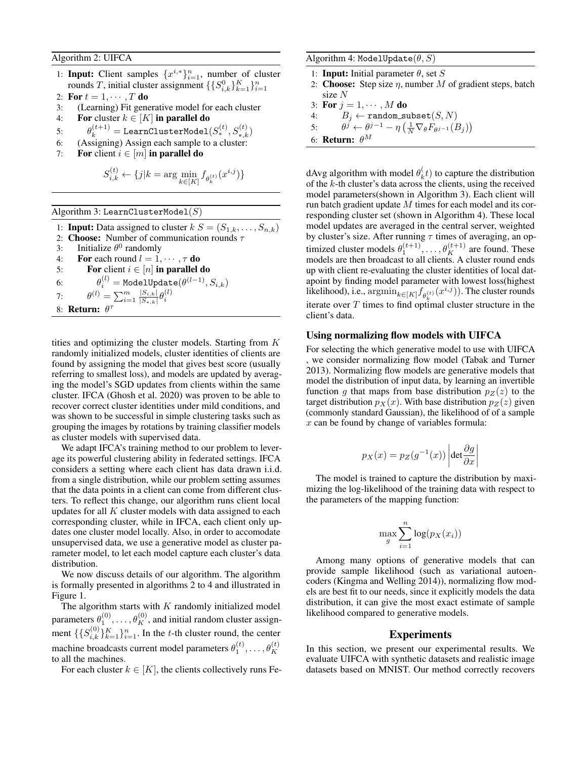**Algorithm 2: UIFCA**

1: **Input:** Client samples $\{x^{i,*}\}_{i=1}^n$, number of cluster rounds $T$, initial cluster assignment $\{\{S_{i,k}^0\}_{k=1}^K\}_{i=1}^n$
2: **For** $t = 1, \cdots, T$ **do**
3: (Learning) Fit generative model for each cluster
4: **For** cluster $k \in [K]$ **in parallel do**
5: $\theta_k^{(t+1)} = \texttt{LearnClusterModel}(S_*^{(t)}, S_{*,k}^{(t)})$
6: (Assigning) Assign each sample to a cluster:
7: **For** client $i \in [m]$ **in parallel do**

$$S_{i,k}^{(t)} \leftarrow \{j | k = \arg\min_{k \in [K]} f_{\theta_k^{(t)}}(x^{i,j})\}$$

**Algorithm 3: LearnClusterModel($S$)**

1: **Input:** Data assigned to cluster $k$ $S = (S_{1,k}, \dots, S_{n,k})$
2: **Choose:** Number of communication rounds $\tau$
3: Initialize $\theta^0$ randomly
4: **For** each round $l = 1, \cdots, \tau$ **do**
5: **For** client $i \in [n]$ **in parallel do**
6: $\theta_i^{(l)} = \texttt{ModelUpdate}(\theta^{(l-1)}, S_{i,k})$
7: $\theta^{(l)} = \sum_{i=1}^m \frac{|S_{i,k}|}{|S_{*,k}|} \theta_i^{(l)}$
8: **Return:** $\theta^\tau$

tities and optimizing the cluster models. Starting from $K$ randomly initialized models, cluster identities of clients are found by assigning the model that gives best score (usually referring to smallest loss), and models are updated by averaging the model's SGD updates from clients within the same cluster. IFCA (Ghosh et al. 2020) was proven to be able to recover correct cluster identities under mild conditions, and was shown to be successful in simple clustering tasks such as grouping the images by rotations by training classifier models as cluster models with supervised data.

We adapt IFCA's training method to our problem to leverage its powerful clustering ability in federated settings. IFCA considers a setting where each client has data drawn i.i.d. from a single distribution, while our problem setting assumes that the data points in a client can come from different clusters. To reflect this change, our algorithm runs client local updates for all $K$ cluster models with data assigned to each corresponding cluster, while in IFCA, each client only updates one cluster model locally. Also, in order to accomodate unsupervised data, we use a generative model as cluster parameter model, to let each model capture each cluster's data distribution.

We now discuss details of our algorithm. The algorithm is formally presented in algorithms 2 to 4 and illustrated in Figure 1.

The algorithm starts with $K$ randomly initialized model parameters $\theta_1^{(0)}, \dots, \theta_K^{(0)}$, and initial random cluster assignment $\{\{S_{i,k}^{(0)}\}_{k=1}^K\}_{i=1}^n$. In the $t$-th cluster round, the center machine broadcasts current model parameters $\theta_1^{(t)}, \dots, \theta_K^{(t)}$ to all the machines.

For each cluster $k \in [K]$, the clients collectively runs Fe-

**Algorithm 4: ModelUpdate($\theta$, $S$)**

1: **Input:** Initial parameter $\theta$, set $S$
2: **Choose:** Step size $\eta$, number $M$ of gradient steps, batch size $N$
3: **For** $j = 1, \cdots, M$ **do**
4: $B_j \leftarrow \texttt{random\_subset}(S, N)$
5: $\theta^j \leftarrow \theta^{j-1} - \eta \left( \frac{1}{N} \nabla_\theta F_{\theta^{j-1}}(B_j) \right)$
6: **Return:** $\theta^M$

dAvg algorithm with model $\theta_k^(t)$ to capture the distribution of the $k$-th cluster's data across the clients, using the received model parameters(shown in Algorithm 3). Each client will run batch gradient update $M$ times for each model and its corresponding cluster set (shown in Algorithm 4). These local model updates are averaged in the central server, weighted by cluster's size. After running $\tau$ times of averaging, an optimized cluster models $\theta_1^{(t+1)}, \dots, \theta_K^{(t+1)}$ are found. These models are then broadcast to all clients. A cluster round ends up with client re-evaluating the cluster identities of local datapoint by finding model parameter with lowest loss(highest likelihood), i.e., $\arg\min_{k \in [K]} f_{\theta_k^{(t)}}(x^{i,j})$). The cluster rounds iterate over $T$ times to find optimal cluster structure in the client's data.

### Using normalizing flow models with UIFCA

For selecting the which generative model to use with UIFCA , we consider normalizing flow model (Tabak and Turner 2013). Normalizing flow models are generative models that model the distribution of input data, by learning an invertible function $g$ that maps from base distribution $p_Z(z)$ to the target distribution $p_X(x)$. With base distribution $p_Z(z)$ given (commonly standard Gaussian), the likelihood of of a sample $x$ can be found by change of variables formula:

$$p_X(x) = p_Z(g^{-1}(x)) \left| \det \frac{\partial g}{\partial x} \right|$$

The model is trained to capture the distribution by maximizing the log-likelihood of the training data with respect to the parameters of the mapping function:

$$\max_g \sum_{i=1}^n \log(p_X(x_i))$$

Among many options of generative models that can provide sample likelihood (such as variational autoencoders (Kingma and Welling 2014)), normalizing flow models are best fit to our needs, since it explicitly models the data distribution, it can give the most exact estimate of sample likelihood compared to generative models.

## Experiments

In this section, we present our experimental results. We evaluate UIFCA with synthetic datasets and realistic image datasets based on MNIST. Our method correctly recovers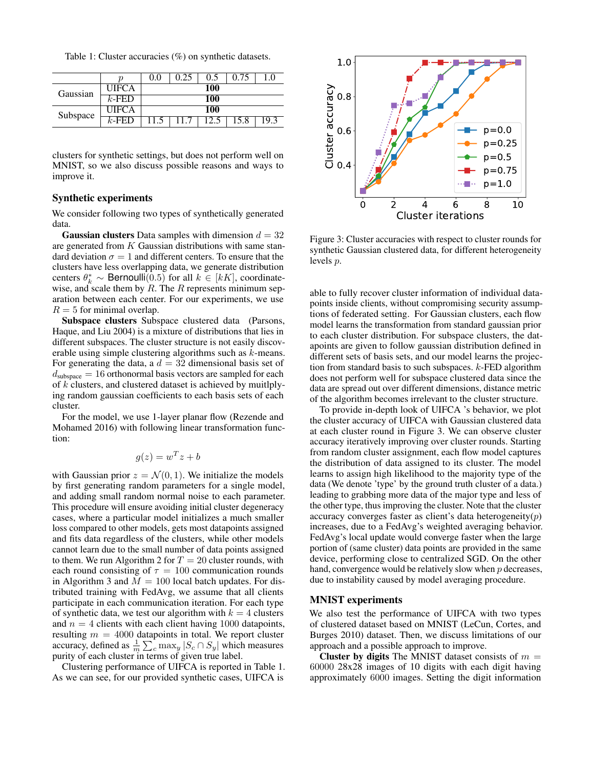Table 1: Cluster accuracies (%) on synthetic datasets.

| | $p$ | 0.0 | 0.25 | 0.5 | 0.75 | 1.0 |
|---|---|---|---|---|---|---|
| Gaussian | UIFCA | | | **100** | | |
| | $k$-FED | | | **100** | | |
| Subspace | UIFCA | | | **100** | | |
| | $k$-FED | 11.5 | 11.7 | 12.5 | 15.8 | 19.3 |

clusters for synthetic settings, but does not perform well on MNIST, so we also discuss possible reasons and ways to improve it.

## Synthetic experiments

We consider following two types of synthetically generated data.

**Gaussian clusters** Data samples with dimension $d = 32$ are generated from $K$ Gaussian distributions with same standard deviation $\sigma = 1$ and different centers. To ensure that the clusters have less overlapping data, we generate distribution centers $\theta_k^* \sim \mathsf{Bernoulli}(0.5)$ for all $k \in [kK]$, coordinate-wise, and scale them by $R$. The $R$ represents minimum separation between each center. For our experiments, we use $R = 5$ for minimal overlap.

**Subspace clusters** Subspace clustered data (Parsons, Haque, and Liu 2004) is a mixture of distributions that lies in different subspaces. The cluster structure is not easily discoverable using simple clustering algorithms such as $k$-means. For generating the data, a $d = 32$ dimensional basis set of $d_{\text{subspace}} = 16$ orthonormal basis vectors are sampled for each of $k$ clusters, and clustered dataset is achieved by muitlplying random gaussian coefficients to each basis sets of each cluster.

For the model, we use 1-layer planar flow (Rezende and Mohamed 2016) with following linear transformation function:

$$g(z) = w^T z + b$$

with Gaussian prior $z = \mathcal{N}(0, 1)$. We initialize the models by first generating random parameters for a single model, and adding small random normal noise to each parameter. This procedure will ensure avoiding initial cluster degeneracy cases, where a particular model initializes a much smaller loss compared to other models, gets most datapoints assigned and fits data regardless of the clusters, while other models cannot learn due to the small number of data points assigned to them. We run Algorithm 2 for $T = 20$ cluster rounds, with each round consisting of $\tau = 100$ communication rounds in Algorithm 3 and $M = 100$ local batch updates. For distributed training with FedAvg, we assume that all clients participate in each communication iteration. For each type of synthetic data, we test our algorithm with $k = 4$ clusters and $n = 4$ clients with each client having 1000 datapoints, resulting $m = 4000$ datapoints in total. We report cluster accuracy, defined as $\frac{1}{m} \sum_c \max_y |S_c \cap S_y|$ which measures purity of each cluster in terms of given true label.

Clustering performance of UIFCA is reported in Table 1. As we can see, for our provided synthetic cases, UIFCA is able to fully recover cluster information of individual datapoints inside clients, without compromising security assumptions of federated setting. For Gaussian clusters, each flow model learns the transformation from standard gaussian prior to each cluster distribution. For subspace clusters, the datapoints are given to follow gaussian distribution defined in different sets of basis sets, and our model learns the projection from standard basis to such subspaces. $k$-FED algorithm does not perform well for subspace clustered data since the data are spread out over different dimensions, distance metric of the algorithm becomes irrelevant to the cluster structure.

Figure 3: Cluster accuracies with respect to cluster rounds for synthetic Gaussian clustered data, for different heterogeneity levels $p$.

To provide in-depth look of UIFCA 's behavior, we plot the cluster accuracy of UIFCA with Gaussian clustered data at each cluster round in Figure 3. We can observe cluster accuracy iteratively improving over cluster rounds. Starting from random cluster assignment, each flow model captures the distribution of data assigned to its cluster. The model learns to assign high likelihood to the majority type of the data (We denote 'type' by the ground truth cluster of a data.) leading to grabbing more data of the major type and less of the other type, thus improving the cluster. Note that the cluster accuracy converges faster as client's data heterogeneity($p$) increases, due to a FedAvg's weighted averaging behavior. FedAvg's local update would converge faster when the large portion of (same cluster) data points are provided in the same device, performing close to centralized SGD. On the other hand, convergence would be relatively slow when $p$ decreases, due to instability caused by model averaging procedure.

## MNIST experiments

We also test the performance of UIFCA with two types of clustered dataset based on MNIST (LeCun, Cortes, and Burges 2010) dataset. Then, we discuss limitations of our approach and a possible approach to improve.

**Cluster by digits** The MNIST dataset consists of $m = 60000$ 28x28 images of 10 digits with each digit having approximately 6000 images. Setting the digit information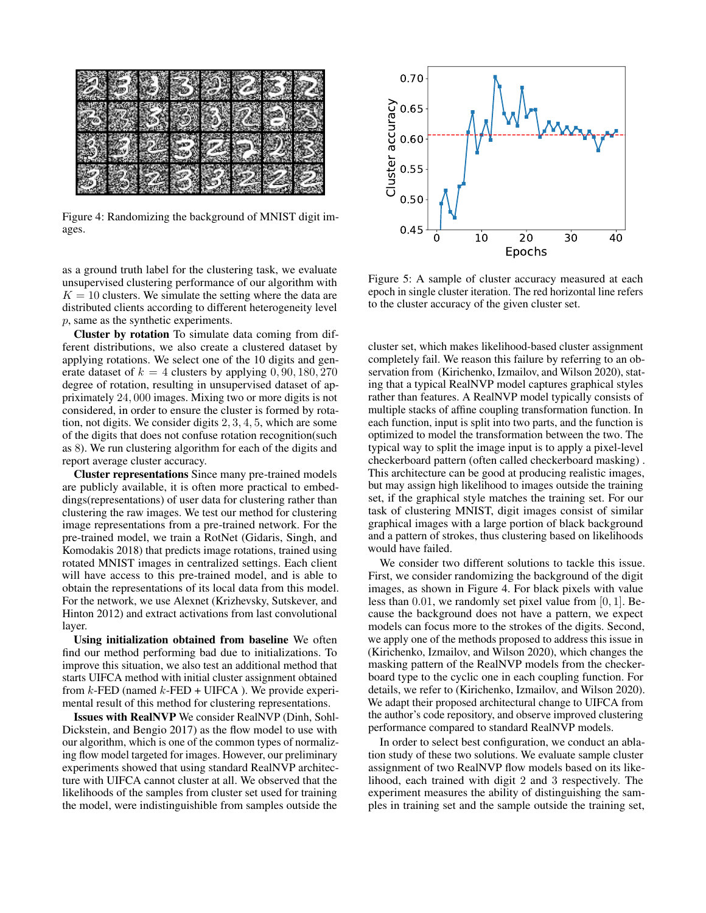Figure 4: Randomizing the background of MNIST digit images.

as a ground truth label for the clustering task, we evaluate unsupervised clustering performance of our algorithm with $K = 10$ clusters. We simulate the setting where the data are distributed clients according to different heterogeneity level $p$, same as the synthetic experiments.

**Cluster by rotation** To simulate data coming from different distributions, we also create a clustered dataset by applying rotations. We select one of the 10 digits and generate dataset of $k = 4$ clusters by applying $0, 90, 180, 270$ degree of rotation, resulting in unsupervised dataset of approximately $24,000$ images. Mixing two or more digits is not considered, in order to ensure the cluster is formed by rotation, not digits. We consider digits $2, 3, 4, 5$, which are some of the digits that does not confuse rotation recognition(such as 8). We run clustering algorithm for each of the digits and report average cluster accuracy.

**Cluster representations** Since many pre-trained models are publicly available, it is often more practical to embeddings(representations) of user data for clustering rather than clustering the raw images. We test our method for clustering image representations from a pre-trained network. For the pre-trained model, we train a RotNet (Gidaris, Singh, and Komodakis 2018) that predicts image rotations, trained using rotated MNIST images in centralized settings. Each client will have access to this pre-trained model, and is able to obtain the representations of its local data from this model. For the network, we use Alexnet (Krizhevsky, Sutskever, and Hinton 2012) and extract activations from last convolutional layer.

**Using initialization obtained from baseline** We often find our method performing bad due to initializations. To improve this situation, we also test an additional method that starts UIFCA method with initial cluster assignment obtained from $k$-FED (named $k$-FED + UIFCA ). We provide experimental result of this method for clustering representations.

**Issues with RealNVP** We consider RealNVP (Dinh, Sohl-Dickstein, and Bengio 2017) as the flow model to use with our algorithm, which is one of the common types of normalizing flow model targeted for images. However, our preliminary experiments showed that using standard RealNVP architecture with UIFCA cannot cluster at all. We observed that the likelihoods of the samples from cluster set used for training the model, were indistinguishable from samples outside the

Figure 5: A sample of cluster accuracy measured at each epoch in single cluster iteration. The red horizontal line refers to the cluster accuracy of the given cluster set.

cluster set, which makes likelihood-based cluster assignment completely fail. We reason this failure by referring to an observation from (Kirichenko, Izmailov, and Wilson 2020), stating that a typical RealNVP model captures graphical styles rather than features. A RealNVP model typically consists of multiple stacks of affine coupling transformation function. In each function, input is split into two parts, and the function is optimized to model the transformation between the two. The typical way to split the image input is to apply a pixel-level checkerboard pattern (often called checkerboard masking) . This architecture can be good at producing realistic images, but may assign high likelihood to images outside the training set, if the graphical style matches the training set. For our task of clustering MNIST, digit images consist of similar graphical images with a large portion of black background and a pattern of strokes, thus clustering based on likelihoods would have failed.

We consider two different solutions to tackle this issue. First, we consider randomizing the background of the digit images, as shown in Figure 4. For black pixels with value less than $0.01$, we randomly set pixel value from $[0, 1]$. Because the background does not have a pattern, we expect models can focus more to the strokes of the digits. Second, we apply one of the methods proposed to address this issue in (Kirichenko, Izmailov, and Wilson 2020), which changes the masking pattern of the RealNVP models from the checkerboard type to the cyclic one in each coupling function. For details, we refer to (Kirichenko, Izmailov, and Wilson 2020). We adapt their proposed architectural change to UIFCA from the author's code repository, and observe improved clustering performance compared to standard RealNVP models.

In order to select best configuration, we conduct an ablation study of these two solutions. We evaluate sample cluster assignment of two RealNVP flow models based on its likelihood, each trained with digit 2 and 3 respectively. The experiment measures the ability of distinguishing the samples in training set and the sample outside the training set,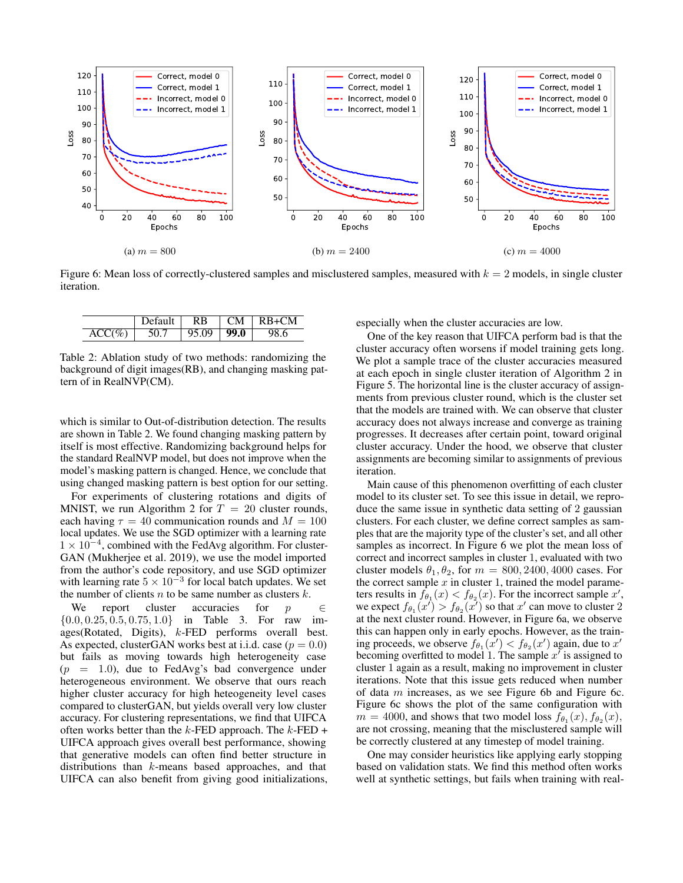(a) $m = 800$

(b) $m = 2400$

(c) $m = 4000$

Figure 6: Mean loss of correctly-clustered samples and misclustered samples, measured with $k = 2$ models, in single cluster iteration.

| | Default | RB | CM | RB+CM |
|---|---|---|---|---|
| ACC(%) | 50.7 | 95.09 | **99.0** | 98.6 |

Table 2: Ablation study of two methods: randomizing the background of digit images(RB), and changing masking pattern of in RealNVP(CM).

which is similar to Out-of-distribution detection. The results are shown in Table 2. We found changing masking pattern by itself is most effective. Randomizing background helps for the standard RealNVP model, but does not improve when the model's masking pattern is changed. Hence, we conclude that using changed masking pattern is best option for our setting.

For experiments of clustering rotations and digits of MNIST, we run Algorithm 2 for $T = 20$ cluster rounds, each having $\tau = 40$ communication rounds and $M = 100$ local updates. We use the SGD optimizer with a learning rate $1 \times 10^{-4}$, combined with the FedAvg algorithm. For clusterGAN (Mukherjee et al. 2019), we use the model imported from the author's code repository, and use SGD optimizer with learning rate $5 \times 10^{-3}$ for local batch updates. We set the number of clients $n$ to be same number as clusters $k$.

We report cluster accuracies for $p \in \{0.0, 0.25, 0.5, 0.75, 1.0\}$ in Table 3. For raw images(Rotated, Digits), $k$-FED performs overall best. As expected, clusterGAN works best at i.i.d. case ($p = 0.0$) but fails as moving towards high heterogeneity case ($p = 1.0$), due to FedAvg's bad convergence under heterogeneous environment. We observe that ours reach higher cluster accuracy for high heteogeneity level cases compared to clusterGAN, but yields overall very low cluster accuracy. For clustering representations, we find that UIFCA often works better than the $k$-FED approach. The $k$-FED + UIFCA approach gives overall best performance, showing that generative models can often find better structure in distributions than $k$-means based approaches, and that UIFCA can also benefit from giving good initializations, especially when the cluster accuracies are low.

One of the key reason that UIFCA perform bad is that the cluster accuracy often worsens if model training gets long. We plot a sample trace of the cluster accuracies measured at each epoch in single cluster iteration of Algorithm 2 in Figure 5. The horizontal line is the cluster accuracy of assignments from previous cluster round, which is the cluster set that the models are trained with. We can observe that cluster accuracy does not always increase and converge as training progresses. It decreases after certain point, toward original cluster accuracy. Under the hood, we observe that cluster assignments are becoming similar to assignments of previous iteration.

Main cause of this phenomenon overfitting of each cluster model to its cluster set. To see this issue in detail, we reproduce the same issue in synthetic data setting of 2 gaussian clusters. For each cluster, we define correct samples as samples that are the majority type of the cluster's set, and all other samples as incorrect. In Figure 6 we plot the mean loss of correct and incorrect samples in cluster 1, evaluated with two cluster models $\theta_1, \theta_2$, for $m = 800, 2400, 4000$ cases. For the correct sample $x$ in cluster 1, trained the model parameters results in $f_{\theta_1}(x) < f_{\theta_2}(x)$. For the incorrect sample $x'$, we expect $f_{\theta_1}(x') > f_{\theta_2}(x')$ so that $x'$ can move to cluster 2 at the next cluster round. However, in Figure 6a, we observe this can happen only in early epochs. However, as the training proceeds, we observe $f_{\theta_1}(x') < f_{\theta_2}(x')$ again, due to $x'$ becoming overfitted to model 1. The sample $x'$ is assigned to cluster 1 again as a result, making no improvement in cluster iterations. Note that this issue gets reduced when number of data $m$ increases, as we see Figure 6b and Figure 6c. Figure 6c shows the plot of the same configuration with $m = 4000$, and shows that two model loss $f_{\theta_1}(x), f_{\theta_2}(x)$, are not crossing, meaning that the misclustered sample will be correctly clustered at any timestep of model training.

One may consider heuristics like applying early stopping based on validation stats. We find this method often works well at synthetic settings, but fails when training with real-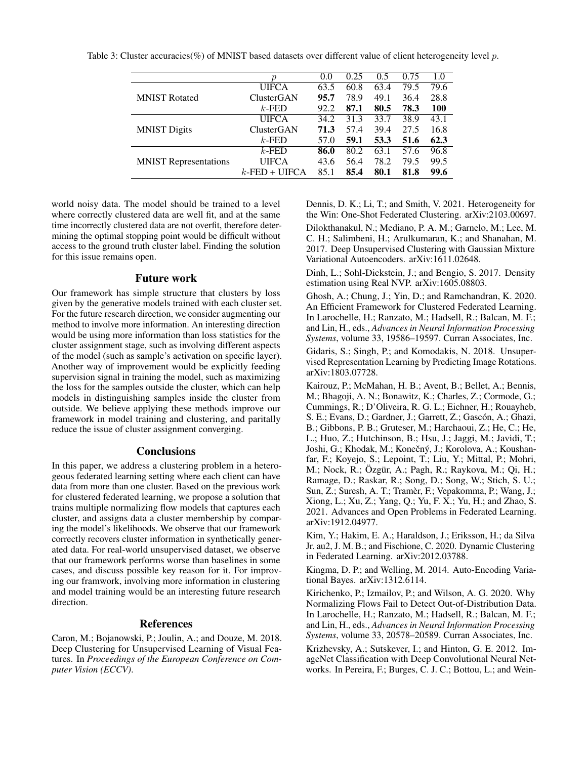Table 3: Cluster accuracies(%) of MNIST based datasets over different value of client heterogeneity level $p$.

| | $p$ | 0.0 | 0.25 | 0.5 | 0.75 | 1.0 |
|---|---|---|---|---|---|---|
| MNIST Rotated | UIFCA | 63.5 | 60.8 | 63.4 | 79.5 | 79.6 |
| | ClusterGAN | **95.7** | 78.9 | 49.1 | 36.4 | 28.8 |
| | $k$-FED | 92.2 | **87.1** | **80.5** | **78.3** | **100** |
| MNIST Digits | UIFCA | 34.2 | 31.3 | 33.7 | 38.9 | 43.1 |
| | ClusterGAN | **71.3** | 57.4 | 39.4 | 27.5 | 16.8 |
| | $k$-FED | 57.0 | **59.1** | **53.3** | **51.6** | **62.3** |
| MNIST Representations | $k$-FED | **86.0** | 80.2 | 63.1 | 57.6 | 96.8 |
| | UIFCA | 43.6 | 56.4 | 78.2 | 79.5 | 99.5 |
| | $k$-FED + UIFCA | 85.1 | **85.4** | **80.1** | **81.8** | **99.6** |

world noisy data. The model should be trained to a level where correctly clustered data are well fit, and at the same time incorrectly clustered data are not overfit, therefore determining the optimal stopping point would be difficult without access to the ground truth cluster label. Finding the solution for this issue remains open.

## Future work

Our framework has simple structure that clusters by loss given by the generative models trained with each cluster set. For the future research direction, we consider augmenting our method to involve more information. An interesting direction would be using more information than loss statistics for the cluster assignment stage, such as involving different aspects of the model (such as sample's activation on specific layer). Another way of improvement would be explicitly feeding supervision signal in training the model, such as maximizing the loss for the samples outside the cluster, which can help models in distinguishing samples inside the cluster from outside. We believe applying these methods improve our framework in model training and clustering, and paritally reduce the issue of cluster assignment converging.

## Conclusions

In this paper, we address a clustering problem in a heterogeous federated learning setting where each client can have data from more than one cluster. Based on the previous work for clustered federated learning, we propose a solution that trains multiple normalizing flow models that captures each cluster, and assigns data a cluster membership by comparing the model's likelihoods. We observe that our framework correctly recovers cluster information in synthetically generated data. For real-world unsupervised dataset, we observe that our framework performs worse than baselines in some cases, and discuss possible key reason for it. For improving our framwork, involving more information in clustering and model training would be an interesting future research direction.

## References

Caron, M.; Bojanowski, P.; Joulin, A.; and Douze, M. 2018. Deep Clustering for Unsupervised Learning of Visual Features. In *Proceedings of the European Conference on Computer Vision (ECCV)*.

Dennis, D. K.; Li, T.; and Smith, V. 2021. Heterogeneity for the Win: One-Shot Federated Clustering. arXiv:2103.00697.

Dilokthanakul, N.; Mediano, P. A. M.; Garnelo, M.; Lee, M. C. H.; Salimbeni, H.; Arulkumaran, K.; and Shanahan, M. 2017. Deep Unsupervised Clustering with Gaussian Mixture Variational Autoencoders. arXiv:1611.02648.

Dinh, L.; Sohl-Dickstein, J.; and Bengio, S. 2017. Density estimation using Real NVP. arXiv:1605.08803.

Ghosh, A.; Chung, J.; Yin, D.; and Ramchandran, K. 2020. An Efficient Framework for Clustered Federated Learning. In Larochelle, H.; Ranzato, M.; Hadsell, R.; Balcan, M. F.; and Lin, H., eds., *Advances in Neural Information Processing Systems*, volume 33, 19586–19597. Curran Associates, Inc.

Gidaris, S.; Singh, P.; and Komodakis, N. 2018. Unsupervised Representation Learning by Predicting Image Rotations. arXiv:1803.07728.

Kairouz, P.; McMahan, H. B.; Avent, B.; Bellet, A.; Bennis, M.; Bhagoji, A. N.; Bonawitz, K.; Charles, Z.; Cormode, G.; Cummings, R.; D'Oliveira, R. G. L.; Eichner, H.; Rouayheb, S. E.; Evans, D.; Gardner, J.; Garrett, Z.; Gascón, A.; Ghazi, B.; Gibbons, P. B.; Gruteser, M.; Harchaoui, Z.; He, C.; He, L.; Huo, Z.; Hutchinson, B.; Hsu, J.; Jaggi, M.; Javidi, T.; Joshi, G.; Khodak, M.; Konečný, J.; Korolova, A.; Koushanfar, F.; Koyejo, S.; Lepoint, T.; Liu, Y.; Mittal, P.; Mohri, M.; Nock, R.; Özgür, A.; Pagh, R.; Raykova, M.; Qi, H.; Ramage, D.; Raskar, R.; Song, D.; Song, W.; Stich, S. U.; Sun, Z.; Suresh, A. T.; Tramèr, F.; Vepakomma, P.; Wang, J.; Xiong, L.; Xu, Z.; Yang, Q.; Yu, F. X.; Yu, H.; and Zhao, S. 2021. Advances and Open Problems in Federated Learning. arXiv:1912.04977.

Kim, Y.; Hakim, E. A.; Haraldson, J.; Eriksson, H.; da Silva Jr. au2, J. M. B.; and Fischione, C. 2020. Dynamic Clustering in Federated Learning. arXiv:2012.03788.

Kingma, D. P.; and Welling, M. 2014. Auto-Encoding Variational Bayes. arXiv:1312.6114.

Kirichenko, P.; Izmailov, P.; and Wilson, A. G. 2020. Why Normalizing Flows Fail to Detect Out-of-Distribution Data. In Larochelle, H.; Ranzato, M.; Hadsell, R.; Balcan, M. F.; and Lin, H., eds., *Advances in Neural Information Processing Systems*, volume 33, 20578–20589. Curran Associates, Inc.

Krizhevsky, A.; Sutskever, I.; and Hinton, G. E. 2012. ImageNet Classification with Deep Convolutional Neural Networks. In Pereira, F.; Burges, C. J. C.; Bottou, L.; and Wein-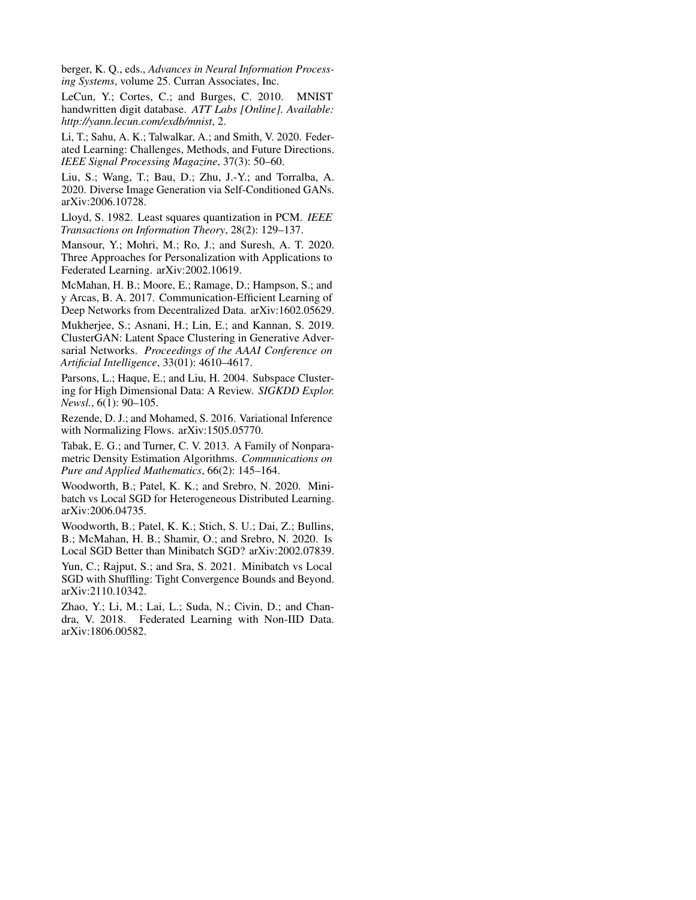berger, K. Q., eds., *Advances in Neural Information Processing Systems*, volume 25. Curran Associates, Inc.

LeCun, Y.; Cortes, C.; and Burges, C. 2010. MNIST handwritten digit database. *ATT Labs [Online]. Available: http://yann.lecun.com/exdb/mnist*, 2.

Li, T.; Sahu, A. K.; Talwalkar, A.; and Smith, V. 2020. Federated Learning: Challenges, Methods, and Future Directions. *IEEE Signal Processing Magazine*, 37(3): 50–60.

Liu, S.; Wang, T.; Bau, D.; Zhu, J.-Y.; and Torralba, A. 2020. Diverse Image Generation via Self-Conditioned GANs. arXiv:2006.10728.

Lloyd, S. 1982. Least squares quantization in PCM. *IEEE Transactions on Information Theory*, 28(2): 129–137.

Mansour, Y.; Mohri, M.; Ro, J.; and Suresh, A. T. 2020. Three Approaches for Personalization with Applications to Federated Learning. arXiv:2002.10619.

McMahan, H. B.; Moore, E.; Ramage, D.; Hampson, S.; and y Arcas, B. A. 2017. Communication-Efficient Learning of Deep Networks from Decentralized Data. arXiv:1602.05629.

Mukherjee, S.; Asnani, H.; Lin, E.; and Kannan, S. 2019. ClusterGAN: Latent Space Clustering in Generative Adversarial Networks. *Proceedings of the AAAI Conference on Artificial Intelligence*, 33(01): 4610–4617.

Parsons, L.; Haque, E.; and Liu, H. 2004. Subspace Clustering for High Dimensional Data: A Review. *SIGKDD Explor. Newsl.*, 6(1): 90–105.

Rezende, D. J.; and Mohamed, S. 2016. Variational Inference with Normalizing Flows. arXiv:1505.05770.

Tabak, E. G.; and Turner, C. V. 2013. A Family of Nonparametric Density Estimation Algorithms. *Communications on Pure and Applied Mathematics*, 66(2): 145–164.

Woodworth, B.; Patel, K. K.; and Srebro, N. 2020. Minibatch vs Local SGD for Heterogeneous Distributed Learning. arXiv:2006.04735.

Woodworth, B.; Patel, K. K.; Stich, S. U.; Dai, Z.; Bullins, B.; McMahan, H. B.; Shamir, O.; and Srebro, N. 2020. Is Local SGD Better than Minibatch SGD? arXiv:2002.07839.

Yun, C.; Rajput, S.; and Sra, S. 2021. Minibatch vs Local SGD with Shuffling: Tight Convergence Bounds and Beyond. arXiv:2110.10342.

Zhao, Y.; Li, M.; Lai, L.; Suda, N.; Civin, D.; and Chandra, V. 2018. Federated Learning with Non-IID Data. arXiv:1806.00582.